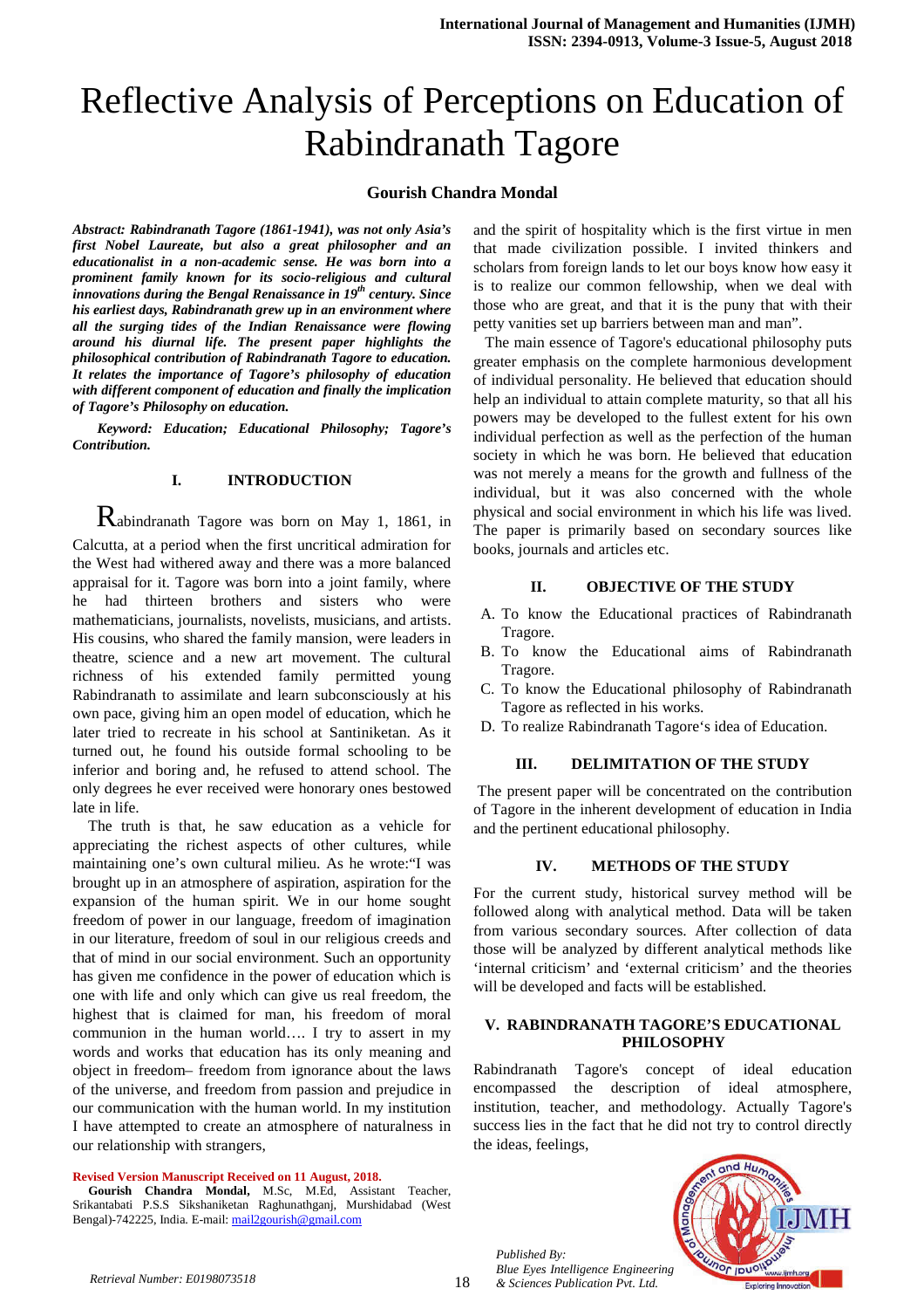# Reflective Analysis of Perceptions on Education of Rabindranath Tagore

**Gourish Chandra Mondal**

***Abstract: Rabindranath Tagore (1861-1941), was not only Asia's first Nobel Laureate, but also a great philosopher and an educationalist in a non-academic sense. He was born into a prominent family known for its socio-religious and cultural innovations during the Bengal Renaissance in 19th century. Since his earliest days, Rabindranath grew up in an environment where all the surging tides of the Indian Renaissance were flowing around his diurnal life. The present paper highlights the philosophical contribution of Rabindranath Tagore to education. It relates the importance of Tagore's philosophy of education with different component of education and finally the implication of Tagore's Philosophy on education.***

***Keyword: Education; Educational Philosophy; Tagore's Contribution.***

## I. INTRODUCTION

Rabindranath Tagore was born on May 1, 1861, in Calcutta, at a period when the first uncritical admiration for the West had withered away and there was a more balanced appraisal for it. Tagore was born into a joint family, where he had thirteen brothers and sisters who were mathematicians, journalists, novelists, musicians, and artists. His cousins, who shared the family mansion, were leaders in theatre, science and a new art movement. The cultural richness of his extended family permitted young Rabindranath to assimilate and learn subconsciously at his own pace, giving him an open model of education, which he later tried to recreate in his school at Santiniketan. As it turned out, he found his outside formal schooling to be inferior and boring and, he refused to attend school. The only degrees he ever received were honorary ones bestowed late in life.

The truth is that, he saw education as a vehicle for appreciating the richest aspects of other cultures, while maintaining one's own cultural milieu. As he wrote:"I was brought up in an atmosphere of aspiration, aspiration for the expansion of the human spirit. We in our home sought freedom of power in our language, freedom of imagination in our literature, freedom of soul in our religious creeds and that of mind in our social environment. Such an opportunity has given me confidence in the power of education which is one with life and only which can give us real freedom, the highest that is claimed for man, his freedom of moral communion in the human world…. I try to assert in my words and works that education has its only meaning and object in freedom– freedom from ignorance about the laws of the universe, and freedom from passion and prejudice in our communication with the human world. In my institution I have attempted to create an atmosphere of naturalness in our relationship with strangers, and the spirit of hospitality which is the first virtue in men that made civilization possible. I invited thinkers and scholars from foreign lands to let our boys know how easy it is to realize our common fellowship, when we deal with those who are great, and that it is the puny that with their petty vanities set up barriers between man and man".

The main essence of Tagore's educational philosophy puts greater emphasis on the complete harmonious development of individual personality. He believed that education should help an individual to attain complete maturity, so that all his powers may be developed to the fullest extent for his own individual perfection as well as the perfection of the human society in which he was born. He believed that education was not merely a means for the growth and fullness of the individual, but it was also concerned with the whole physical and social environment in which his life was lived. The paper is primarily based on secondary sources like books, journals and articles etc.

## II. OBJECTIVE OF THE STUDY

A. To know the Educational practices of Rabindranath Tragore.
B. To know the Educational aims of Rabindranath Tragore.
C. To know the Educational philosophy of Rabindranath Tagore as reflected in his works.
D. To realize Rabindranath Tagore's idea of Education.

## III. DELIMITATION OF THE STUDY

The present paper will be concentrated on the contribution of Tagore in the inherent development of education in India and the pertinent educational philosophy.

## IV. METHODS OF THE STUDY

For the current study, historical survey method will be followed along with analytical method. Data will be taken from various secondary sources. After collection of data those will be analyzed by different analytical methods like 'internal criticism' and 'external criticism' and the theories will be developed and facts will be established.

## V. RABINDRANATH TAGORE'S EDUCATIONAL PHILOSOPHY

Rabindranath Tagore's concept of ideal education encompassed the description of ideal atmosphere, institution, teacher, and methodology. Actually Tagore's success lies in the fact that he did not try to control directly the ideas, feelings,

**Revised Version Manuscript Received on 11 August, 2018.**

**Gourish Chandra Mondal,** M.Sc, M.Ed, Assistant Teacher, Srikantabati P.S.S Sikshaniketan Raghunathganj, Murshidabad (West Bengal)-742225, India. E-mail: mail2gourish@gmail.com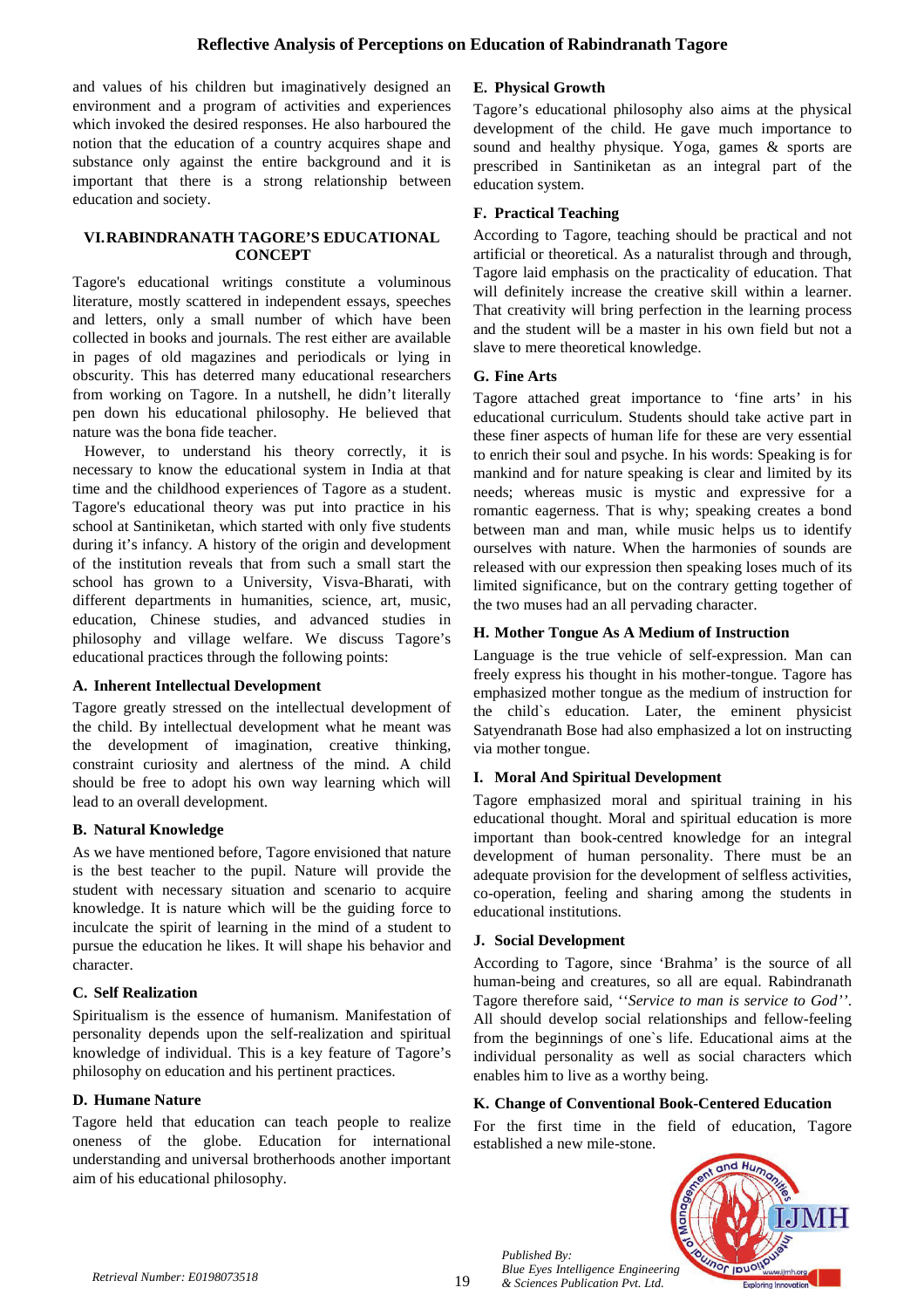and values of his children but imaginatively designed an environment and a program of activities and experiences which invoked the desired responses. He also harboured the notion that the education of a country acquires shape and substance only against the entire background and it is important that there is a strong relationship between education and society.

## VI. RABINDRANATH TAGORE'S EDUCATIONAL CONCEPT

Tagore's educational writings constitute a voluminous literature, mostly scattered in independent essays, speeches and letters, only a small number of which have been collected in books and journals. The rest either are available in pages of old magazines and periodicals or lying in obscurity. This has deterred many educational researchers from working on Tagore. In a nutshell, he didn't literally pen down his educational philosophy. He believed that nature was the bona fide teacher.

However, to understand his theory correctly, it is necessary to know the educational system in India at that time and the childhood experiences of Tagore as a student. Tagore's educational theory was put into practice in his school at Santiniketan, which started with only five students during it's infancy. A history of the origin and development of the institution reveals that from such a small start the school has grown to a University, Visva-Bharati, with different departments in humanities, science, art, music, education, Chinese studies, and advanced studies in philosophy and village welfare. We discuss Tagore's educational practices through the following points:

### A. Inherent Intellectual Development

Tagore greatly stressed on the intellectual development of the child. By intellectual development what he meant was the development of imagination, creative thinking, constraint curiosity and alertness of the mind. A child should be free to adopt his own way learning which will lead to an overall development.

### B. Natural Knowledge

As we have mentioned before, Tagore envisioned that nature is the best teacher to the pupil. Nature will provide the student with necessary situation and scenario to acquire knowledge. It is nature which will be the guiding force to inculcate the spirit of learning in the mind of a student to pursue the education he likes. It will shape his behavior and character.

### C. Self Realization

Spiritualism is the essence of humanism. Manifestation of personality depends upon the self-realization and spiritual knowledge of individual. This is a key feature of Tagore's philosophy on education and his pertinent practices.

### D. Humane Nature

Tagore held that education can teach people to realize oneness of the globe. Education for international understanding and universal brotherhoods another important aim of his educational philosophy.

### E. Physical Growth

Tagore's educational philosophy also aims at the physical development of the child. He gave much importance to sound and healthy physique. Yoga, games & sports are prescribed in Santiniketan as an integral part of the education system.

### F. Practical Teaching

According to Tagore, teaching should be practical and not artificial or theoretical. As a naturalist through and through, Tagore laid emphasis on the practicality of education. That will definitely increase the creative skill within a learner. That creativity will bring perfection in the learning process and the student will be a master in his own field but not a slave to mere theoretical knowledge.

### G. Fine Arts

Tagore attached great importance to 'fine arts' in his educational curriculum. Students should take active part in these finer aspects of human life for these are very essential to enrich their soul and psyche. In his words: Speaking is for mankind and for nature speaking is clear and limited by its needs; whereas music is mystic and expressive for a romantic eagerness. That is why; speaking creates a bond between man and man, while music helps us to identify ourselves with nature. When the harmonies of sounds are released with our expression then speaking loses much of its limited significance, but on the contrary getting together of the two muses had an all pervading character.

### H. Mother Tongue As A Medium of Instruction

Language is the true vehicle of self-expression. Man can freely express his thought in his mother-tongue. Tagore has emphasized mother tongue as the medium of instruction for the child`s education. Later, the eminent physicist Satyendranath Bose had also emphasized a lot on instructing via mother tongue.

### I. Moral And Spiritual Development

Tagore emphasized moral and spiritual training in his educational thought. Moral and spiritual education is more important than book-centred knowledge for an integral development of human personality. There must be an adequate provision for the development of selfless activities, co-operation, feeling and sharing among the students in educational institutions.

### J. Social Development

According to Tagore, since 'Brahma' is the source of all human-being and creatures, so all are equal. Rabindranath Tagore therefore said, ''*Service to man is service to God*''. All should develop social relationships and fellow-feeling from the beginnings of one`s life. Educational aims at the individual personality as well as social characters which enables him to live as a worthy being.

### K. Change of Conventional Book-Centered Education

For the first time in the field of education, Tagore established a new mile-stone.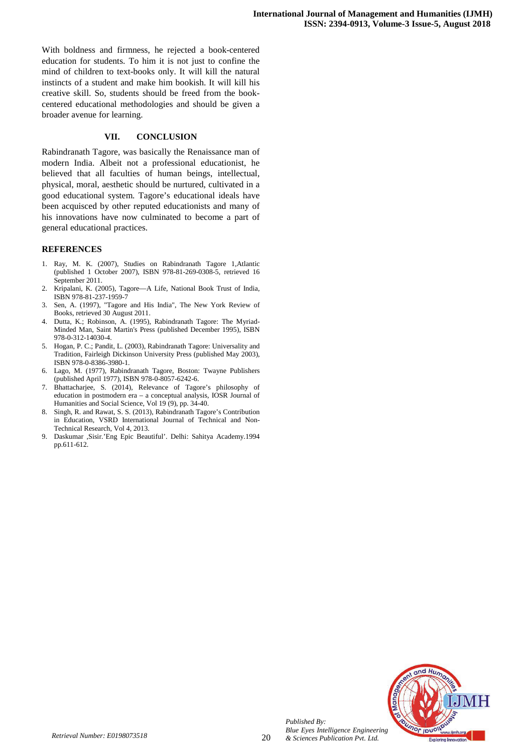With boldness and firmness, he rejected a book-centered education for students. To him it is not just to confine the mind of children to text-books only. It will kill the natural instincts of a student and make him bookish. It will kill his creative skill. So, students should be freed from the book-centered educational methodologies and should be given a broader avenue for learning.

## VII. CONCLUSION

Rabindranath Tagore, was basically the Renaissance man of modern India. Albeit not a professional educationist, he believed that all faculties of human beings, intellectual, physical, moral, aesthetic should be nurtured, cultivated in a good educational system. Tagore's educational ideals have been acquisced by other reputed educationists and many of his innovations have now culminated to become a part of general educational practices.

## REFERENCES

1. Ray, M. K. (2007), Studies on Rabindranath Tagore 1,Atlantic (published 1 October 2007), ISBN 978-81-269-0308-5, retrieved 16 September 2011.
2. Kripalani, K. (2005), Tagore—A Life, National Book Trust of India, ISBN 978-81-237-1959-7
3. Sen, A. (1997), "Tagore and His India", The New York Review of Books, retrieved 30 August 2011.
4. Dutta, K.; Robinson, A. (1995), Rabindranath Tagore: The Myriad-Minded Man, Saint Martin's Press (published December 1995), ISBN 978-0-312-14030-4.
5. Hogan, P. C.; Pandit, L. (2003), Rabindranath Tagore: Universality and Tradition, Fairleigh Dickinson University Press (published May 2003), ISBN 978-0-8386-3980-1.
6. Lago, M. (1977), Rabindranath Tagore, Boston: Twayne Publishers (published April 1977), ISBN 978-0-8057-6242-6.
7. Bhattacharjee, S. (2014), Relevance of Tagore's philosophy of education in postmodern era – a conceptual analysis, IOSR Journal of Humanities and Social Science, Vol 19 (9), pp. 34-40.
8. Singh, R. and Rawat, S. S. (2013), Rabindranath Tagore's Contribution in Education, VSRD International Journal of Technical and Non-Technical Research, Vol 4, 2013.
9. Daskumar ,Sisir.'Eng Epic Beautiful'. Delhi: Sahitya Academy.1994 pp.611-612.